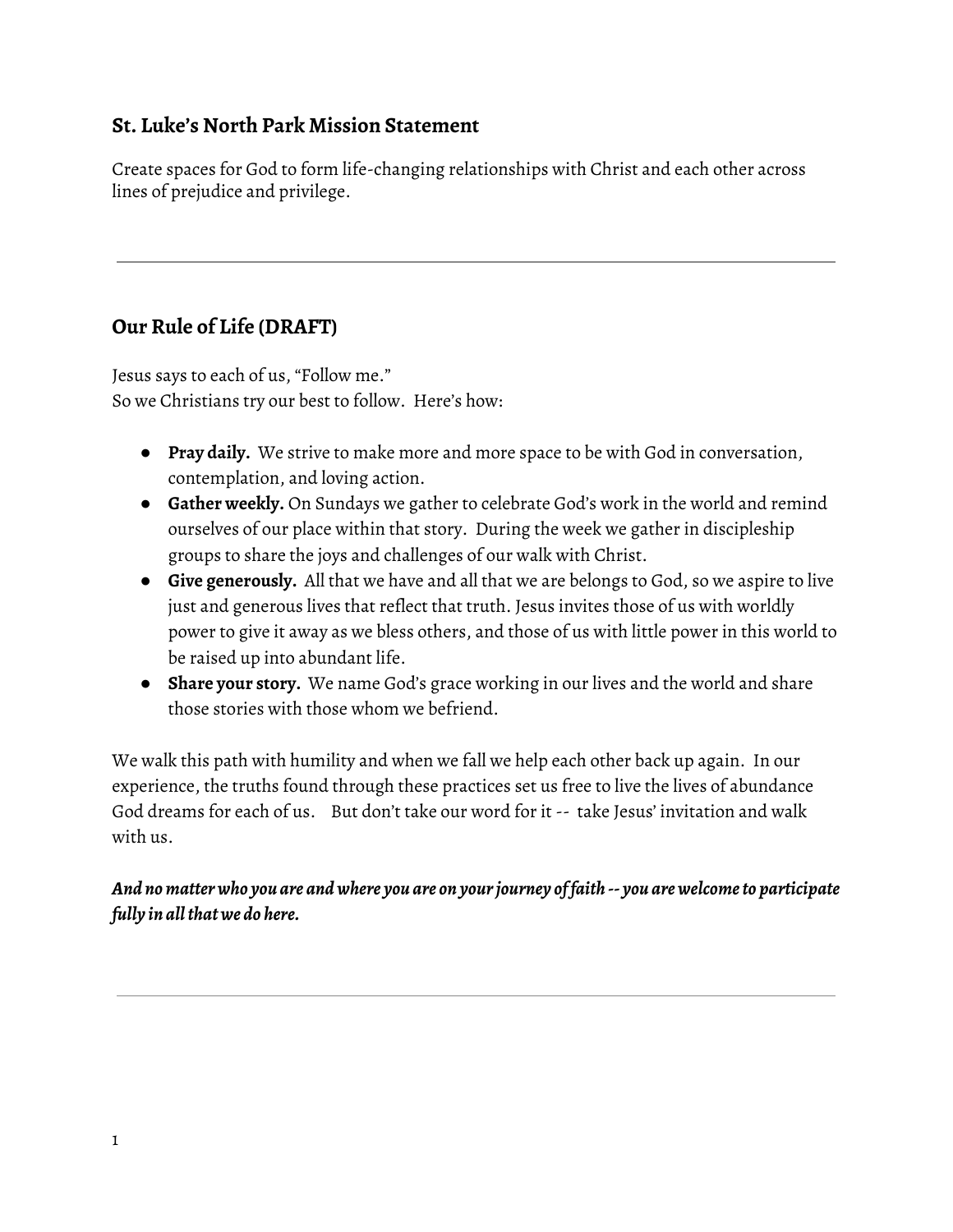## St. Luke's North Park Mission Statement

Create spaces for God to form life-changing relationships with Christ and each other across lines of prejudice and privilege.

---

## Our Rule of Life (DRAFT)

Jesus says to each of us, "Follow me."
So we Christians try our best to follow. Here's how:

- **Pray daily.** We strive to make more and more space to be with God in conversation, contemplation, and loving action.
- **Gather weekly.** On Sundays we gather to celebrate God's work in the world and remind ourselves of our place within that story. During the week we gather in discipleship groups to share the joys and challenges of our walk with Christ.
- **Give generously.** All that we have and all that we are belongs to God, so we aspire to live just and generous lives that reflect that truth. Jesus invites those of us with worldly power to give it away as we bless others, and those of us with little power in this world to be raised up into abundant life.
- **Share your story.** We name God's grace working in our lives and the world and share those stories with those whom we befriend.

We walk this path with humility and when we fall we help each other back up again. In our experience, the truths found through these practices set us free to live the lives of abundance God dreams for each of us. But don't take our word for it -- take Jesus' invitation and walk with us.

***And no matter who you are and where you are on your journey of faith -- you are welcome to participate fully in all that we do here.***

---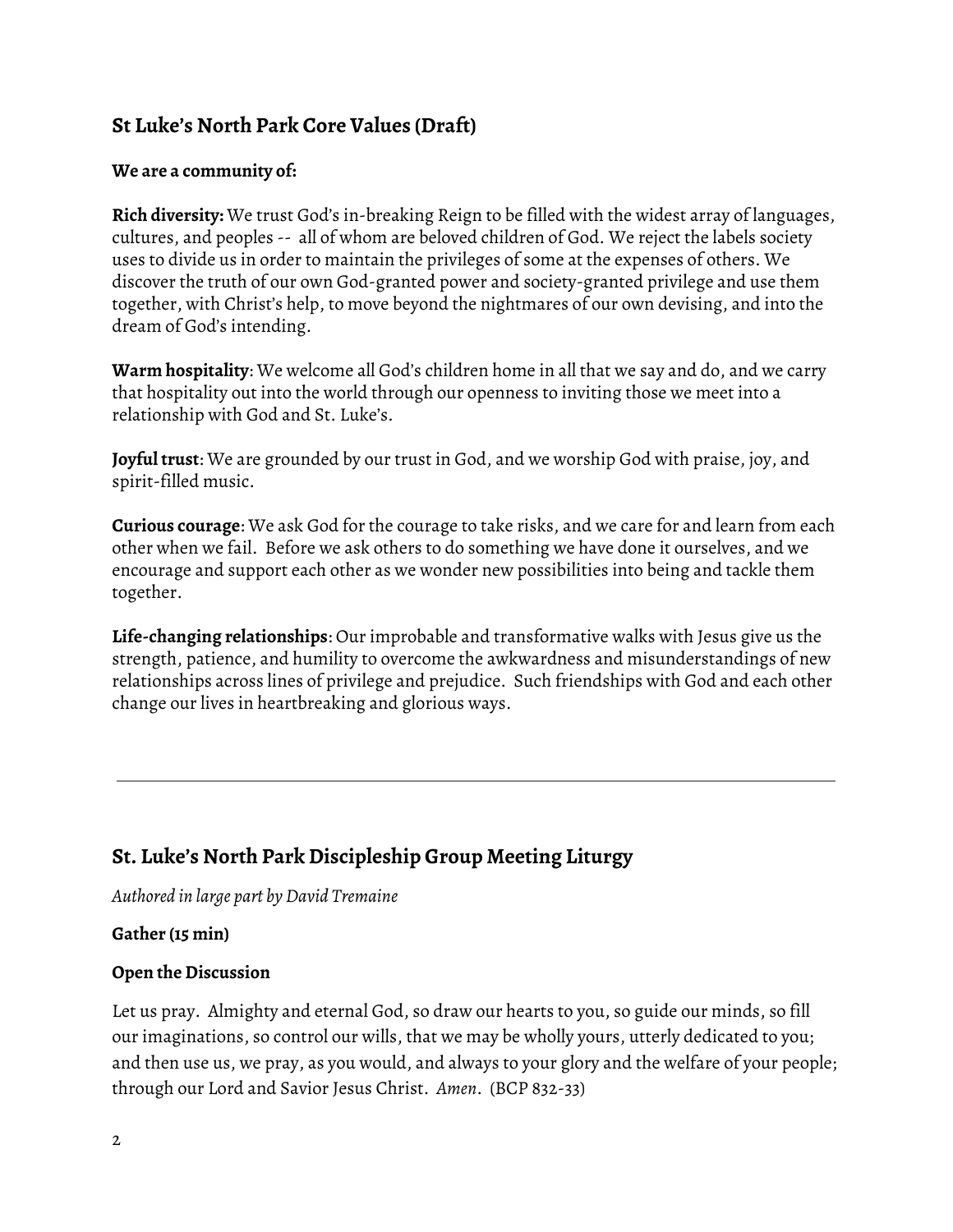## St Luke's North Park Core Values (Draft)

**We are a community of:**

**Rich diversity:** We trust God's in-breaking Reign to be filled with the widest array of languages, cultures, and peoples -- all of whom are beloved children of God. We reject the labels society uses to divide us in order to maintain the privileges of some at the expenses of others. We discover the truth of our own God-granted power and society-granted privilege and use them together, with Christ's help, to move beyond the nightmares of our own devising, and into the dream of God's intending.

**Warm hospitality**: We welcome all God's children home in all that we say and do, and we carry that hospitality out into the world through our openness to inviting those we meet into a relationship with God and St. Luke's.

**Joyful trust**: We are grounded by our trust in God, and we worship God with praise, joy, and spirit-filled music.

**Curious courage**: We ask God for the courage to take risks, and we care for and learn from each other when we fail. Before we ask others to do something we have done it ourselves, and we encourage and support each other as we wonder new possibilities into being and tackle them together.

**Life-changing relationships**: Our improbable and transformative walks with Jesus give us the strength, patience, and humility to overcome the awkwardness and misunderstandings of new relationships across lines of privilege and prejudice. Such friendships with God and each other change our lives in heartbreaking and glorious ways.

---

## St. Luke's North Park Discipleship Group Meeting Liturgy

*Authored in large part by David Tremaine*

**Gather (15 min)**

**Open the Discussion**

Let us pray. Almighty and eternal God, so draw our hearts to you, so guide our minds, so fill our imaginations, so control our wills, that we may be wholly yours, utterly dedicated to you; and then use us, we pray, as you would, and always to your glory and the welfare of your people; through our Lord and Savior Jesus Christ. *Amen*. (BCP 832-33)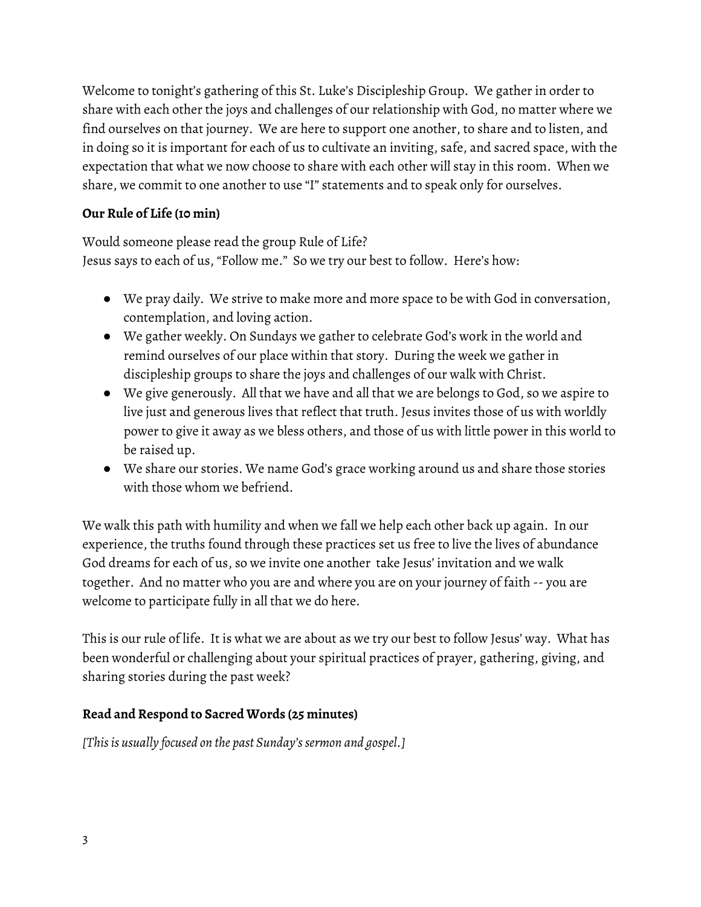Welcome to tonight's gathering of this St. Luke's Discipleship Group. We gather in order to share with each other the joys and challenges of our relationship with God, no matter where we find ourselves on that journey. We are here to support one another, to share and to listen, and in doing so it is important for each of us to cultivate an inviting, safe, and sacred space, with the expectation that what we now choose to share with each other will stay in this room. When we share, we commit to one another to use "I" statements and to speak only for ourselves.

**Our Rule of Life (10 min)**

Would someone please read the group Rule of Life?
Jesus says to each of us, "Follow me." So we try our best to follow. Here's how:

- We pray daily. We strive to make more and more space to be with God in conversation, contemplation, and loving action.
- We gather weekly. On Sundays we gather to celebrate God's work in the world and remind ourselves of our place within that story. During the week we gather in discipleship groups to share the joys and challenges of our walk with Christ.
- We give generously. All that we have and all that we are belongs to God, so we aspire to live just and generous lives that reflect that truth. Jesus invites those of us with worldly power to give it away as we bless others, and those of us with little power in this world to be raised up.
- We share our stories. We name God's grace working around us and share those stories with those whom we befriend.

We walk this path with humility and when we fall we help each other back up again. In our experience, the truths found through these practices set us free to live the lives of abundance God dreams for each of us, so we invite one another take Jesus' invitation and we walk together. And no matter who you are and where you are on your journey of faith -- you are welcome to participate fully in all that we do here.

This is our rule of life. It is what we are about as we try our best to follow Jesus' way. What has been wonderful or challenging about your spiritual practices of prayer, gathering, giving, and sharing stories during the past week?

**Read and Respond to Sacred Words (25 minutes)**

*[This is usually focused on the past Sunday's sermon and gospel.]*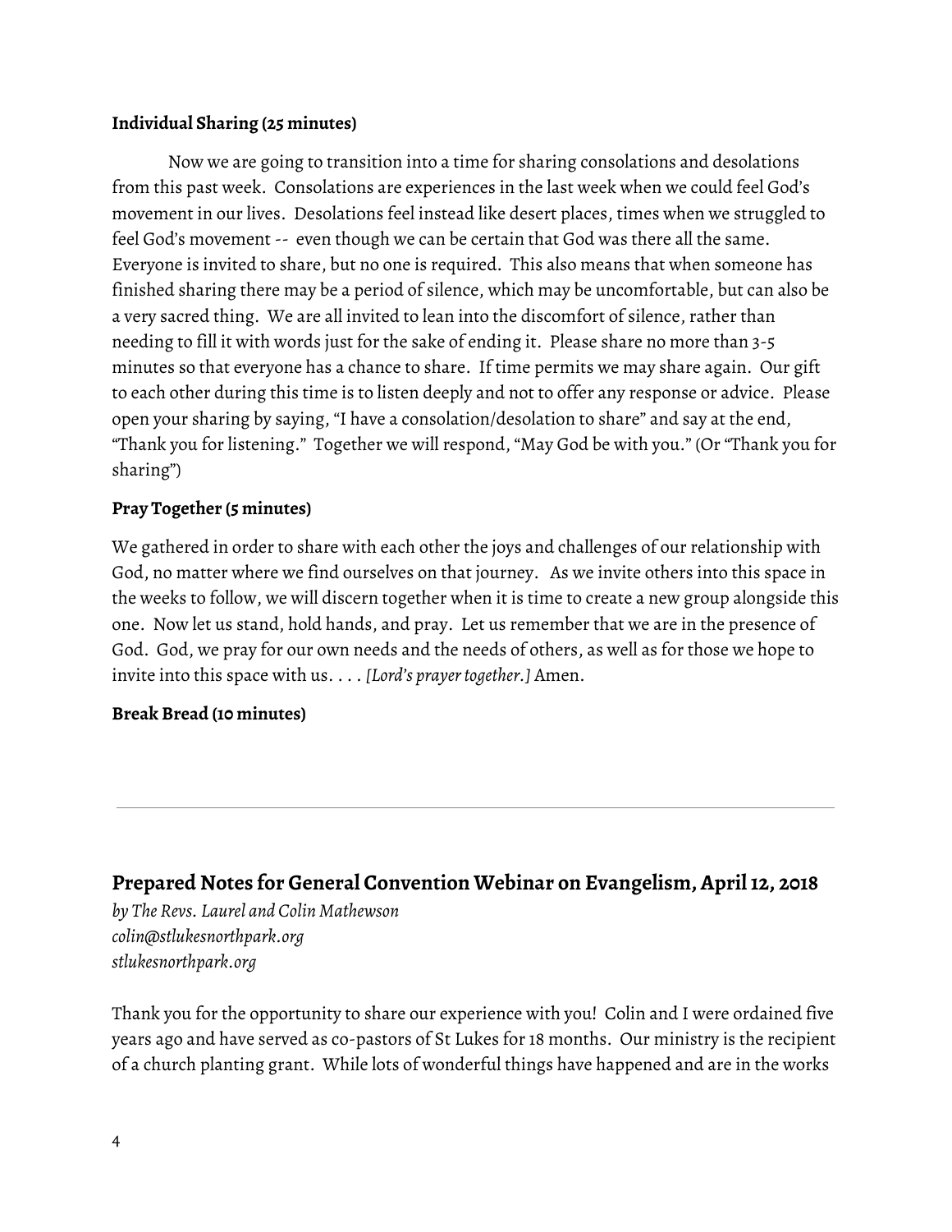**Individual Sharing (25 minutes)**

Now we are going to transition into a time for sharing consolations and desolations from this past week. Consolations are experiences in the last week when we could feel God's movement in our lives. Desolations feel instead like desert places, times when we struggled to feel God's movement -- even though we can be certain that God was there all the same. Everyone is invited to share, but no one is required. This also means that when someone has finished sharing there may be a period of silence, which may be uncomfortable, but can also be a very sacred thing. We are all invited to lean into the discomfort of silence, rather than needing to fill it with words just for the sake of ending it. Please share no more than 3-5 minutes so that everyone has a chance to share. If time permits we may share again. Our gift to each other during this time is to listen deeply and not to offer any response or advice. Please open your sharing by saying, "I have a consolation/desolation to share" and say at the end, "Thank you for listening." Together we will respond, "May God be with you." (Or "Thank you for sharing")

**Pray Together (5 minutes)**

We gathered in order to share with each other the joys and challenges of our relationship with God, no matter where we find ourselves on that journey. As we invite others into this space in the weeks to follow, we will discern together when it is time to create a new group alongside this one. Now let us stand, hold hands, and pray. Let us remember that we are in the presence of God. God, we pray for our own needs and the needs of others, as well as for those we hope to invite into this space with us. . . . *[Lord's prayer together.]* Amen.

**Break Bread (10 minutes)**

---

## Prepared Notes for General Convention Webinar on Evangelism, April 12, 2018

*by The Revs. Laurel and Colin Mathewson*
*colin@stlukesnorthpark.org*
*stlukesnorthpark.org*

Thank you for the opportunity to share our experience with you! Colin and I were ordained five years ago and have served as co-pastors of St Lukes for 18 months. Our ministry is the recipient of a church planting grant. While lots of wonderful things have happened and are in the works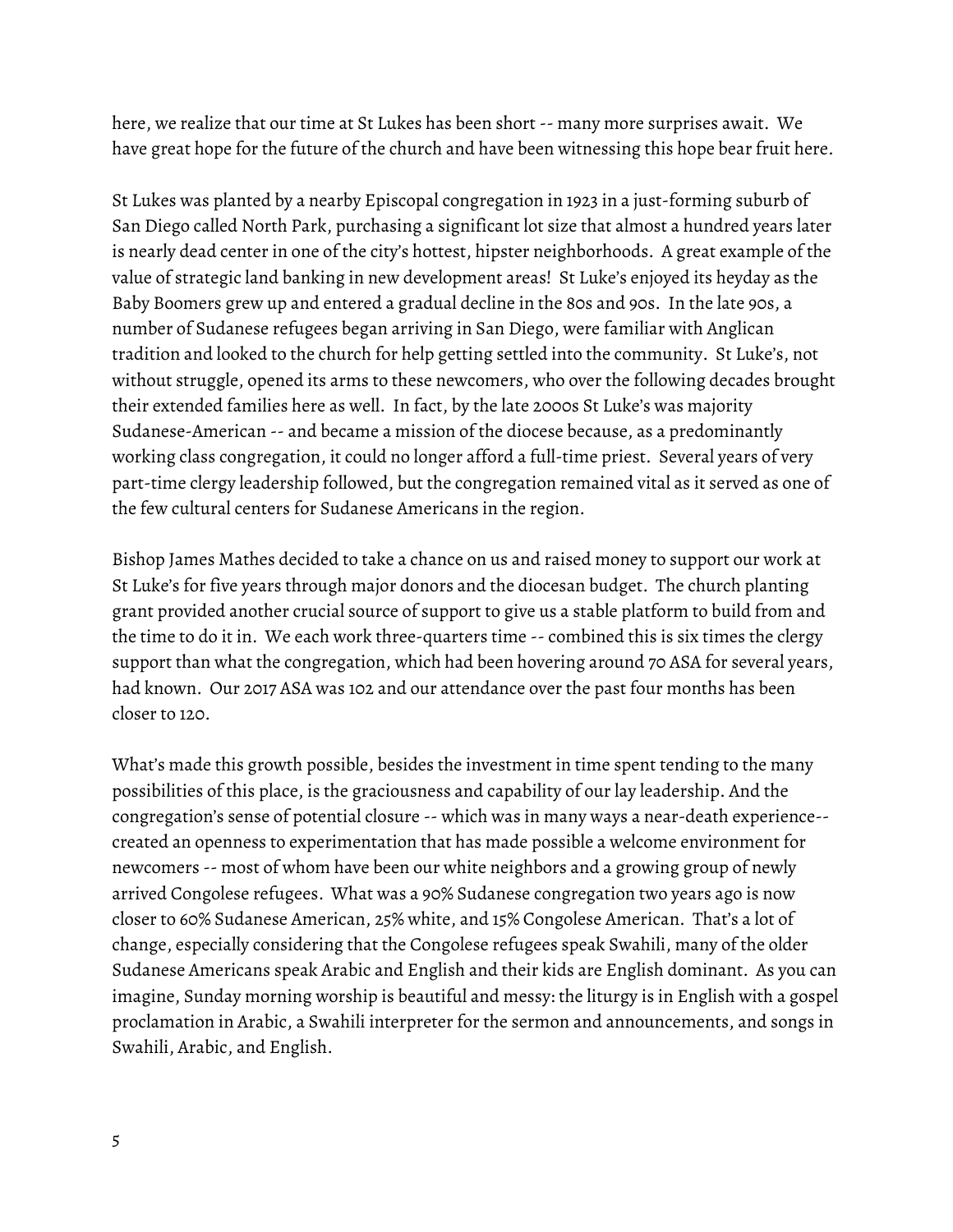here, we realize that our time at St Lukes has been short -- many more surprises await. We have great hope for the future of the church and have been witnessing this hope bear fruit here.

St Lukes was planted by a nearby Episcopal congregation in 1923 in a just-forming suburb of San Diego called North Park, purchasing a significant lot size that almost a hundred years later is nearly dead center in one of the city's hottest, hipster neighborhoods. A great example of the value of strategic land banking in new development areas! St Luke's enjoyed its heyday as the Baby Boomers grew up and entered a gradual decline in the 80s and 90s. In the late 90s, a number of Sudanese refugees began arriving in San Diego, were familiar with Anglican tradition and looked to the church for help getting settled into the community. St Luke's, not without struggle, opened its arms to these newcomers, who over the following decades brought their extended families here as well. In fact, by the late 2000s St Luke's was majority Sudanese-American -- and became a mission of the diocese because, as a predominantly working class congregation, it could no longer afford a full-time priest. Several years of very part-time clergy leadership followed, but the congregation remained vital as it served as one of the few cultural centers for Sudanese Americans in the region.

Bishop James Mathes decided to take a chance on us and raised money to support our work at St Luke's for five years through major donors and the diocesan budget. The church planting grant provided another crucial source of support to give us a stable platform to build from and the time to do it in. We each work three-quarters time -- combined this is six times the clergy support than what the congregation, which had been hovering around 70 ASA for several years, had known. Our 2017 ASA was 102 and our attendance over the past four months has been closer to 120.

What's made this growth possible, besides the investment in time spent tending to the many possibilities of this place, is the graciousness and capability of our lay leadership. And the congregation's sense of potential closure -- which was in many ways a near-death experience-- created an openness to experimentation that has made possible a welcome environment for newcomers -- most of whom have been our white neighbors and a growing group of newly arrived Congolese refugees. What was a 90% Sudanese congregation two years ago is now closer to 60% Sudanese American, 25% white, and 15% Congolese American. That's a lot of change, especially considering that the Congolese refugees speak Swahili, many of the older Sudanese Americans speak Arabic and English and their kids are English dominant. As you can imagine, Sunday morning worship is beautiful and messy: the liturgy is in English with a gospel proclamation in Arabic, a Swahili interpreter for the sermon and announcements, and songs in Swahili, Arabic, and English.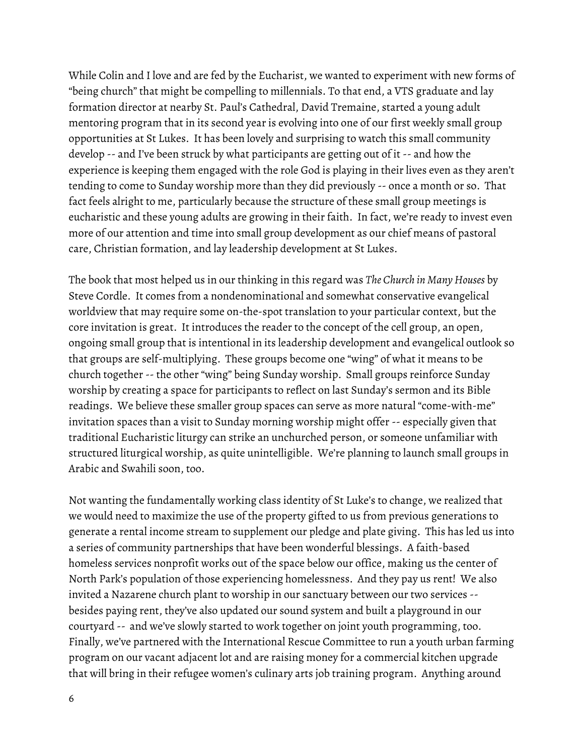While Colin and I love and are fed by the Eucharist, we wanted to experiment with new forms of "being church" that might be compelling to millennials. To that end, a VTS graduate and lay formation director at nearby St. Paul's Cathedral, David Tremaine, started a young adult mentoring program that in its second year is evolving into one of our first weekly small group opportunities at St Lukes. It has been lovely and surprising to watch this small community develop -- and I've been struck by what participants are getting out of it -- and how the experience is keeping them engaged with the role God is playing in their lives even as they aren't tending to come to Sunday worship more than they did previously -- once a month or so. That fact feels alright to me, particularly because the structure of these small group meetings is eucharistic and these young adults are growing in their faith. In fact, we're ready to invest even more of our attention and time into small group development as our chief means of pastoral care, Christian formation, and lay leadership development at St Lukes.

The book that most helped us in our thinking in this regard was *The Church in Many Houses* by Steve Cordle. It comes from a nondenominational and somewhat conservative evangelical worldview that may require some on-the-spot translation to your particular context, but the core invitation is great. It introduces the reader to the concept of the cell group, an open, ongoing small group that is intentional in its leadership development and evangelical outlook so that groups are self-multiplying. These groups become one "wing" of what it means to be church together -- the other "wing" being Sunday worship. Small groups reinforce Sunday worship by creating a space for participants to reflect on last Sunday's sermon and its Bible readings. We believe these smaller group spaces can serve as more natural "come-with-me" invitation spaces than a visit to Sunday morning worship might offer -- especially given that traditional Eucharistic liturgy can strike an unchurched person, or someone unfamiliar with structured liturgical worship, as quite unintelligible. We're planning to launch small groups in Arabic and Swahili soon, too.

Not wanting the fundamentally working class identity of St Luke's to change, we realized that we would need to maximize the use of the property gifted to us from previous generations to generate a rental income stream to supplement our pledge and plate giving. This has led us into a series of community partnerships that have been wonderful blessings. A faith-based homeless services nonprofit works out of the space below our office, making us the center of North Park's population of those experiencing homelessness. And they pay us rent! We also invited a Nazarene church plant to worship in our sanctuary between our two services -- besides paying rent, they've also updated our sound system and built a playground in our courtyard -- and we've slowly started to work together on joint youth programming, too. Finally, we've partnered with the International Rescue Committee to run a youth urban farming program on our vacant adjacent lot and are raising money for a commercial kitchen upgrade that will bring in their refugee women's culinary arts job training program. Anything around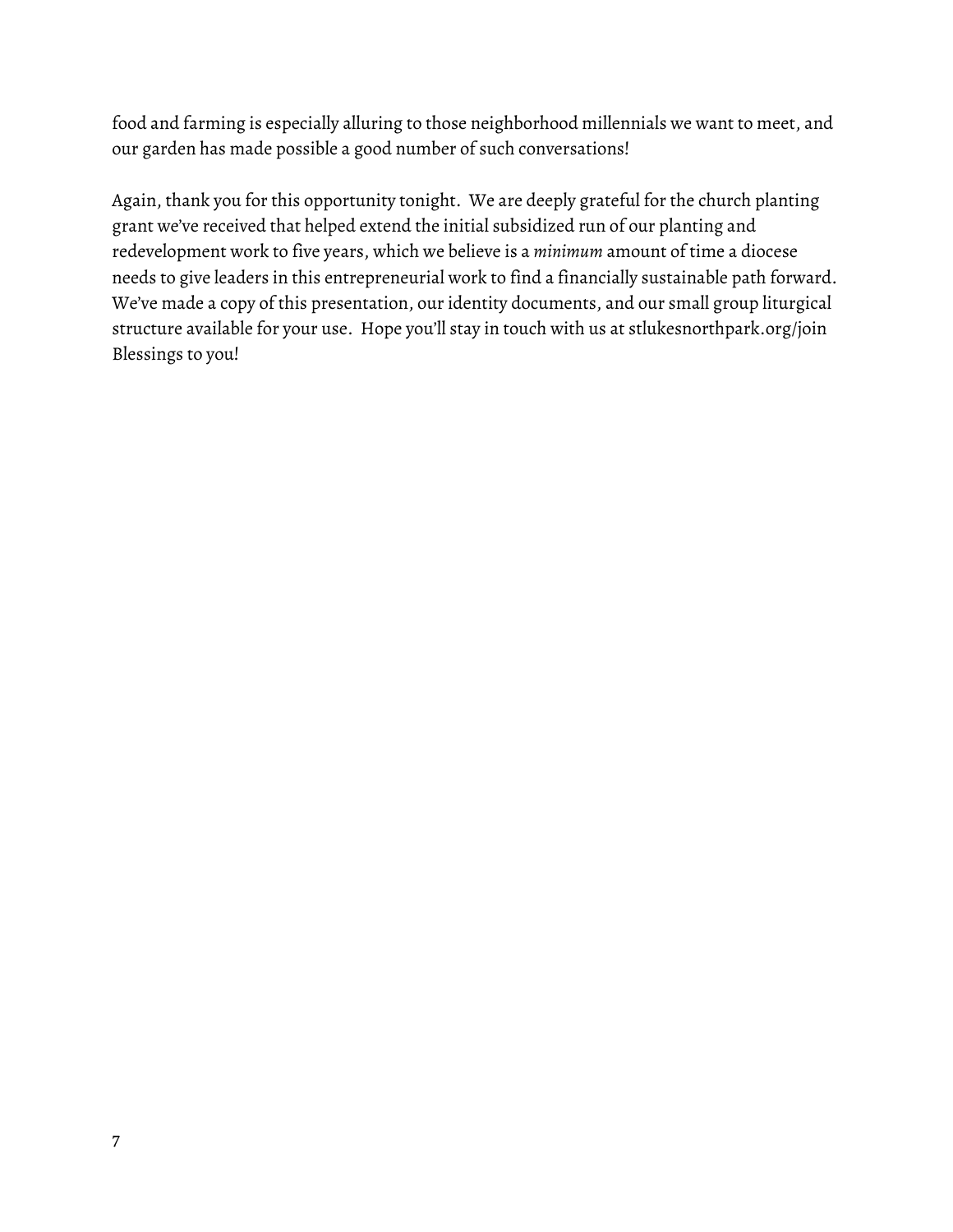food and farming is especially alluring to those neighborhood millennials we want to meet, and our garden has made possible a good number of such conversations!

Again, thank you for this opportunity tonight. We are deeply grateful for the church planting grant we've received that helped extend the initial subsidized run of our planting and redevelopment work to five years, which we believe is a *minimum* amount of time a diocese needs to give leaders in this entrepreneurial work to find a financially sustainable path forward. We've made a copy of this presentation, our identity documents, and our small group liturgical structure available for your use. Hope you'll stay in touch with us at stlukesnorthpark.org/join Blessings to you!